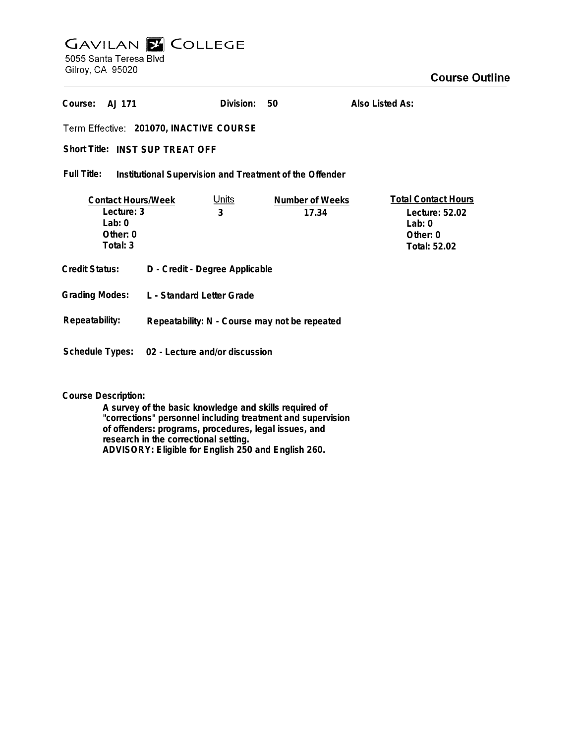# GAVILAN COLLEGE

5055 Santa Teresa Blvd
Gilroy, CA 95020

## Course Outline

**Course:** AJ 171 **Division:** 50 **Also Listed As:**

**Term Effective:** 201070, INACTIVE COURSE

**Short Title:** INST SUP TREAT OFF

**Full Title:** Institutional Supervision and Treatment of the Offender

| Contact Hours/Week | Units | Number of Weeks | Total Contact Hours |
|---|---|---|---|
| Lecture: 3 | 3 | 17.34 | Lecture: 52.02 |
| Lab: 0 | | | Lab: 0 |
| Other: 0 | | | Other: 0 |
| Total: 3 | | | Total: 52.02 |

**Credit Status:** D - Credit - Degree Applicable

**Grading Modes:** L - Standard Letter Grade

**Repeatability:** Repeatability: N - Course may not be repeated

**Schedule Types:** 02 - Lecture and/or discussion

**Course Description:**

A survey of the basic knowledge and skills required of "corrections" personnel including treatment and supervision of offenders: programs, procedures, legal issues, and research in the correctional setting.
ADVISORY: Eligible for English 250 and English 260.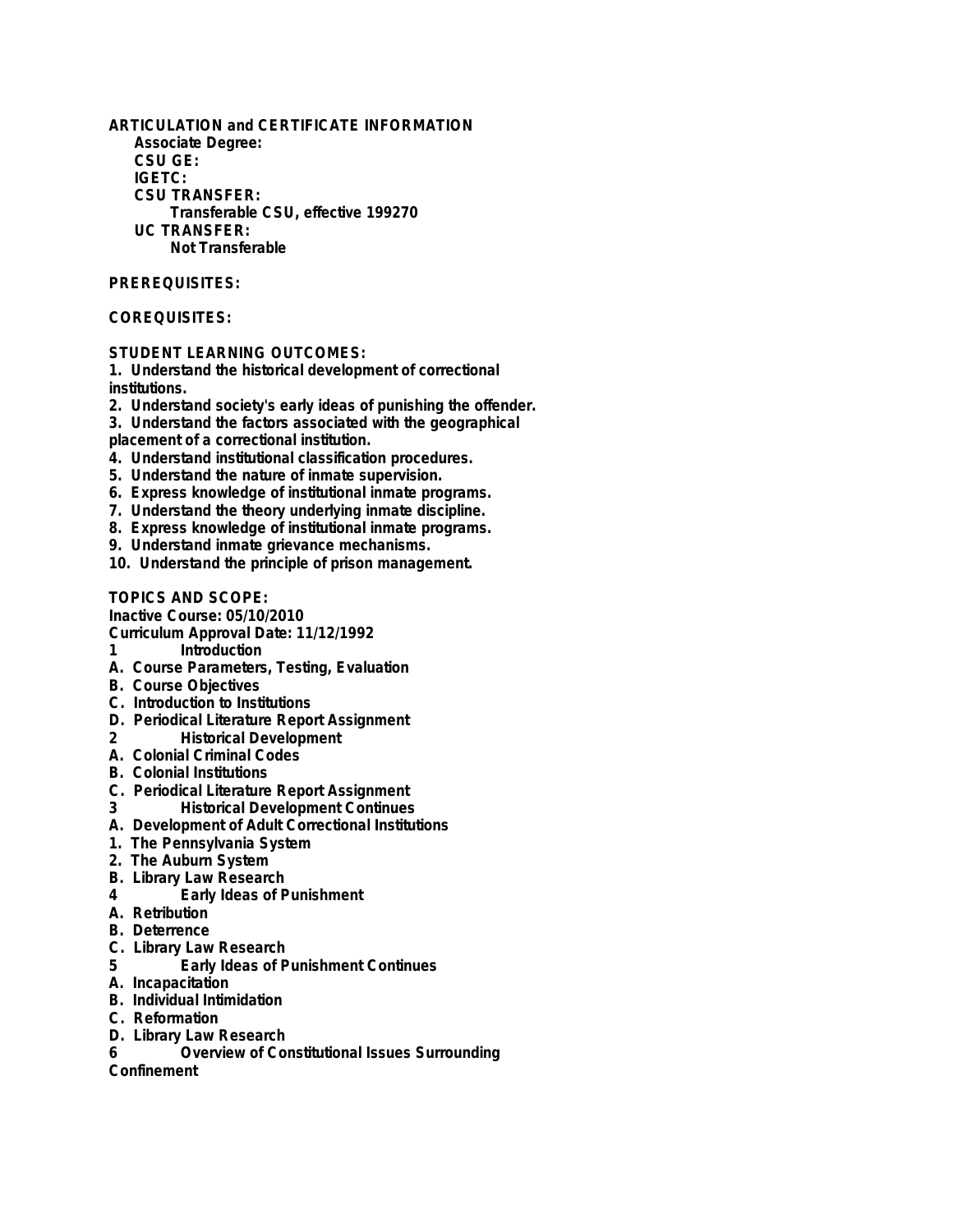**ARTICULATION and CERTIFICATE INFORMATION**

**Associate Degree:**

**CSU GE:**

**IGETC:**

**CSU TRANSFER:**

Transferable CSU, effective 199270

**UC TRANSFER:**

Not Transferable

**PREREQUISITES:**

**COREQUISITES:**

**STUDENT LEARNING OUTCOMES:**

1. Understand the historical development of correctional institutions.
2. Understand society's early ideas of punishing the offender.
3. Understand the factors associated with the geographical placement of a correctional institution.
4. Understand institutional classification procedures.
5. Understand the nature of inmate supervision.
6. Express knowledge of institutional inmate programs.
7. Understand the theory underlying inmate discipline.
8. Express knowledge of institutional inmate programs.
9. Understand inmate grievance mechanisms.
10. Understand the principle of prison management.

**TOPICS AND SCOPE:**

Inactive Course: 05/10/2010

Curriculum Approval Date: 11/12/1992

1 Introduction

A. Course Parameters, Testing, Evaluation

B. Course Objectives

C. Introduction to Institutions

D. Periodical Literature Report Assignment

2 Historical Development

A. Colonial Criminal Codes

B. Colonial Institutions

C. Periodical Literature Report Assignment

3 Historical Development Continues

A. Development of Adult Correctional Institutions

1. The Pennsylvania System
2. The Auburn System

B. Library Law Research

4 Early Ideas of Punishment

A. Retribution

B. Deterrence

C. Library Law Research

5 Early Ideas of Punishment Continues

A. Incapacitation

B. Individual Intimidation

C. Reformation

D. Library Law Research

6 Overview of Constitutional Issues Surrounding Confinement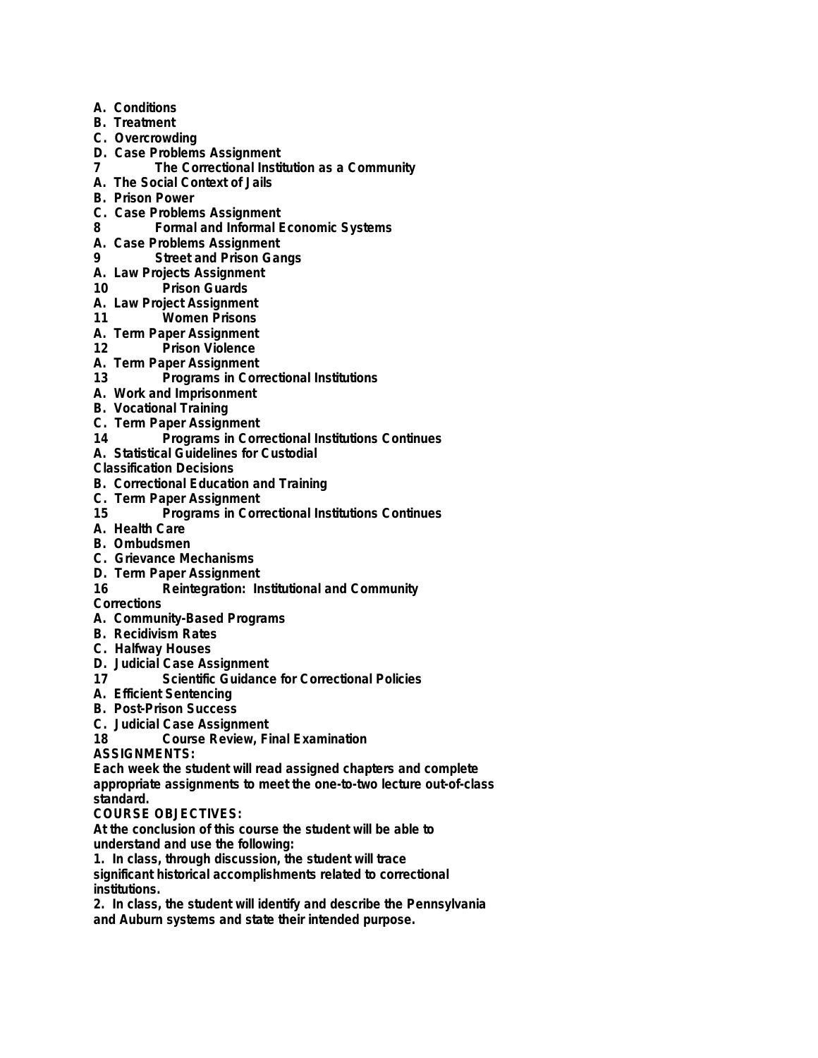A. Conditions
B. Treatment
C. Overcrowding
D. Case Problems Assignment

7 The Correctional Institution as a Community

A. The Social Context of Jails
B. Prison Power
C. Case Problems Assignment

8 Formal and Informal Economic Systems

A. Case Problems Assignment

9 Street and Prison Gangs

A. Law Projects Assignment

10 Prison Guards

A. Law Project Assignment

11 Women Prisons

A. Term Paper Assignment

12 Prison Violence

A. Term Paper Assignment

13 Programs in Correctional Institutions

A. Work and Imprisonment
B. Vocational Training
C. Term Paper Assignment

14 Programs in Correctional Institutions Continues

A. Statistical Guidelines for Custodial Classification Decisions
B. Correctional Education and Training
C. Term Paper Assignment

15 Programs in Correctional Institutions Continues

A. Health Care
B. Ombudsmen
C. Grievance Mechanisms
D. Term Paper Assignment

16 Reintegration: Institutional and Community Corrections

A. Community-Based Programs
B. Recidivism Rates
C. Halfway Houses
D. Judicial Case Assignment

17 Scientific Guidance for Correctional Policies

A. Efficient Sentencing
B. Post-Prison Success
C. Judicial Case Assignment

18 Course Review, Final Examination

**ASSIGNMENTS:**

Each week the student will read assigned chapters and complete appropriate assignments to meet the one-to-two lecture out-of-class standard.

**COURSE OBJECTIVES:**

At the conclusion of this course the student will be able to understand and use the following:

1. In class, through discussion, the student will trace significant historical accomplishments related to correctional institutions.
2. In class, the student will identify and describe the Pennsylvania and Auburn systems and state their intended purpose.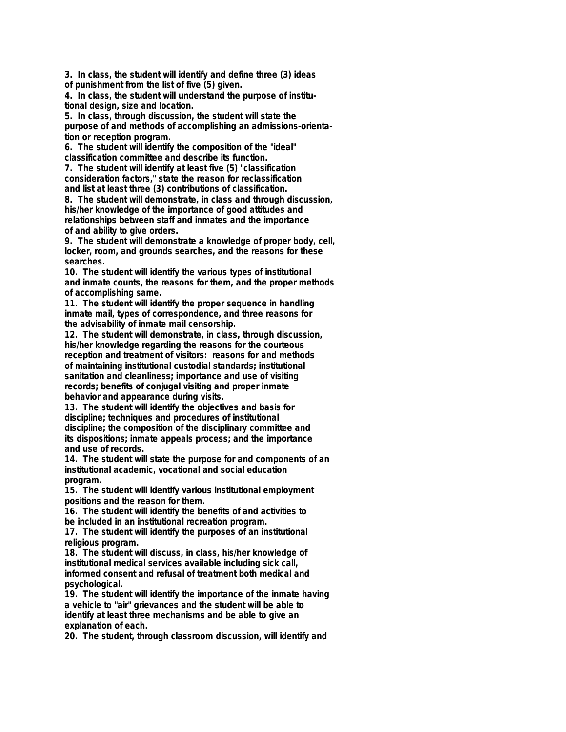**3. In class, the student will identify and define three (3) ideas of punishment from the list of five (5) given.**
**4. In class, the student will understand the purpose of institutional design, size and location.**
**5. In class, through discussion, the student will state the purpose of and methods of accomplishing an admissions-orientation or reception program.**
**6. The student will identify the composition of the "ideal" classification committee and describe its function.**
**7. The student will identify at least five (5) "classification consideration factors," state the reason for reclassification and list at least three (3) contributions of classification.**
**8. The student will demonstrate, in class and through discussion, his/her knowledge of the importance of good attitudes and relationships between staff and inmates and the importance of and ability to give orders.**
**9. The student will demonstrate a knowledge of proper body, cell, locker, room, and grounds searches, and the reasons for these searches.**
**10. The student will identify the various types of institutional and inmate counts, the reasons for them, and the proper methods of accomplishing same.**
**11. The student will identify the proper sequence in handling inmate mail, types of correspondence, and three reasons for the advisability of inmate mail censorship.**
**12. The student will demonstrate, in class, through discussion, his/her knowledge regarding the reasons for the courteous reception and treatment of visitors: reasons for and methods of maintaining institutional custodial standards; institutional sanitation and cleanliness; importance and use of visiting records; benefits of conjugal visiting and proper inmate behavior and appearance during visits.**
**13. The student will identify the objectives and basis for discipline; techniques and procedures of institutional discipline; the composition of the disciplinary committee and its dispositions; inmate appeals process; and the importance and use of records.**
**14. The student will state the purpose for and components of an institutional academic, vocational and social education program.**
**15. The student will identify various institutional employment positions and the reason for them.**
**16. The student will identify the benefits of and activities to be included in an institutional recreation program.**
**17. The student will identify the purposes of an institutional religious program.**
**18. The student will discuss, in class, his/her knowledge of institutional medical services available including sick call, informed consent and refusal of treatment both medical and psychological.**
**19. The student will identify the importance of the inmate having a vehicle to "air" grievances and the student will be able to identify at least three mechanisms and be able to give an explanation of each.**
**20. The student, through classroom discussion, will identify and**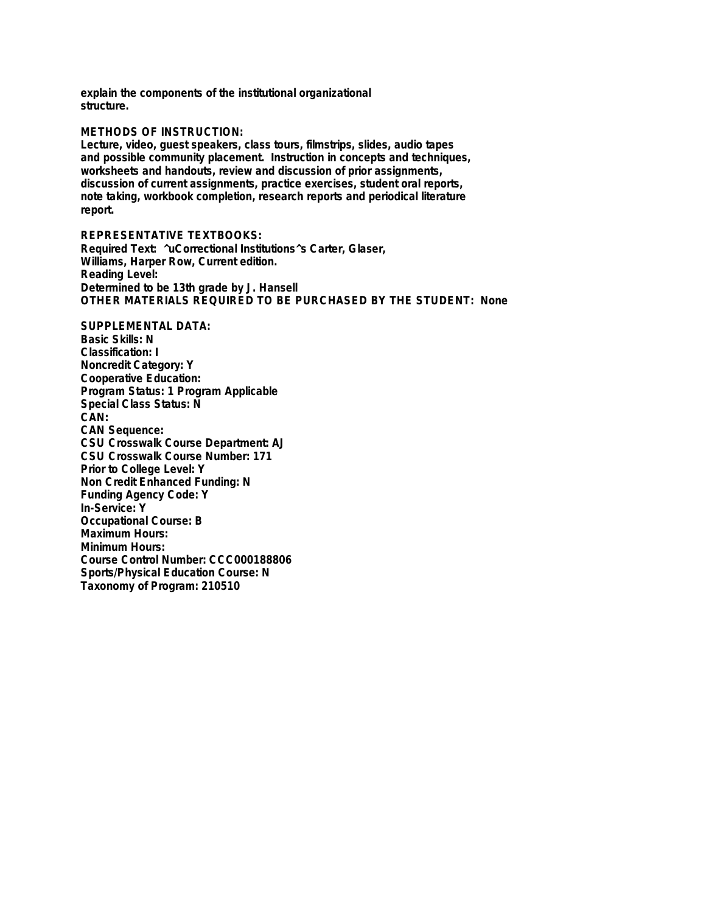explain the components of the institutional organizational structure.

**METHODS OF INSTRUCTION:**
Lecture, video, guest speakers, class tours, filmstrips, slides, audio tapes and possible community placement. Instruction in concepts and techniques, worksheets and handouts, review and discussion of prior assignments, discussion of current assignments, practice exercises, student oral reports, note taking, workbook completion, research reports and periodical literature report.

**REPRESENTATIVE TEXTBOOKS:**
Required Text: ^uCorrectional Institutions^s Carter, Glaser, Williams, Harper Row, Current edition.
Reading Level:
Determined to be 13th grade by J. Hansell
**OTHER MATERIALS REQUIRED TO BE PURCHASED BY THE STUDENT:** None

**SUPPLEMENTAL DATA:**
Basic Skills: N
Classification: I
Noncredit Category: Y
Cooperative Education:
Program Status: 1 Program Applicable
Special Class Status: N
CAN:
CAN Sequence:
CSU Crosswalk Course Department: AJ
CSU Crosswalk Course Number: 171
Prior to College Level: Y
Non Credit Enhanced Funding: N
Funding Agency Code: Y
In-Service: Y
Occupational Course: B
Maximum Hours:
Minimum Hours:
Course Control Number: CCC000188806
Sports/Physical Education Course: N
Taxonomy of Program: 210510